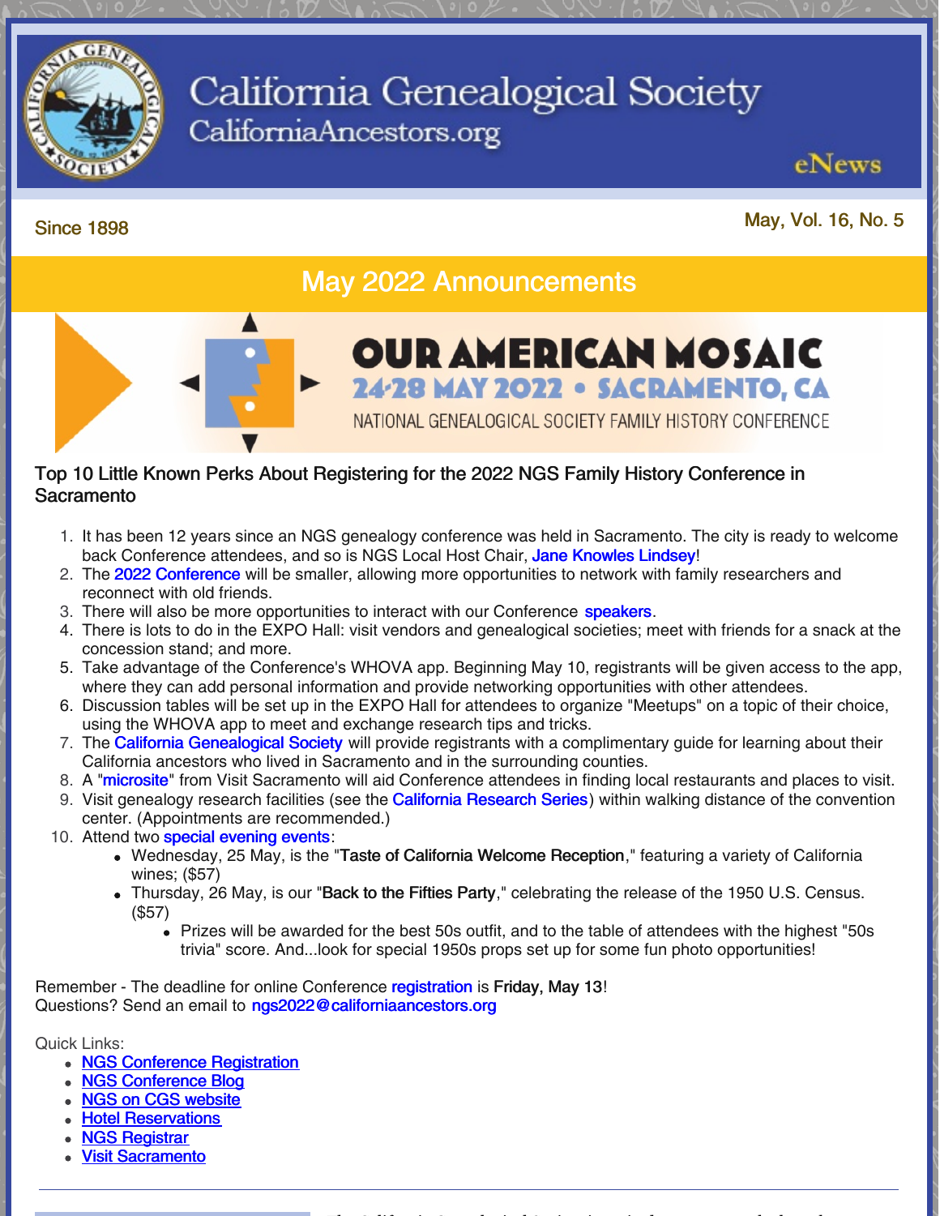# California Genealogical Society

CaliforniaAncestors.org

eNews

Since 1898

May, Vol. 16, No. 5

## May 2022 Announcements

OUR AMERICAN MOSAIC

24-28 MAY 2022 • SACRAMENTO, CA

NATIONAL GENEALOGICAL SOCIETY FAMILY HISTORY CONFERENCE

### Top 10 Little Known Perks About Registering for the 2022 NGS Family History Conference in Sacramento

1. It has been 12 years since an NGS genealogy conference was held in Sacramento. The city is ready to welcome back Conference attendees, and so is NGS Local Host Chair, Jane Knowles Lindsey!
2. The 2022 Conference will be smaller, allowing more opportunities to network with family researchers and reconnect with old friends.
3. There will also be more opportunities to interact with our Conference speakers.
4. There is lots to do in the EXPO Hall: visit vendors and genealogical societies; meet with friends for a snack at the concession stand; and more.
5. Take advantage of the Conference's WHOVA app. Beginning May 10, registrants will be given access to the app, where they can add personal information and provide networking opportunities with other attendees.
6. Discussion tables will be set up in the EXPO Hall for attendees to organize "Meetups" on a topic of their choice, using the WHOVA app to meet and exchange research tips and tricks.
7. The California Genealogical Society will provide registrants with a complimentary guide for learning about their California ancestors who lived in Sacramento and in the surrounding counties.
8. A "microsite" from Visit Sacramento will aid Conference attendees in finding local restaurants and places to visit.
9. Visit genealogy research facilities (see the California Research Series) within walking distance of the convention center. (Appointments are recommended.)
10. Attend two special evening events:
    - Wednesday, 25 May, is the "**Taste of California Welcome Reception**," featuring a variety of California wines; ($57)
    - Thursday, 26 May, is our "**Back to the Fifties Party**," celebrating the release of the 1950 U.S. Census. ($57)
        - Prizes will be awarded for the best 50s outfit, and to the table of attendees with the highest "50s trivia" score. And...look for special 1950s props set up for some fun photo opportunities!

Remember - The deadline for online Conference registration is **Friday, May 13**!
Questions? Send an email to ngs2022@californiaancestors.org

Quick Links:

- NGS Conference Registration
- NGS Conference Blog
- NGS on CGS website
- Hotel Reservations
- NGS Registrar
- Visit Sacramento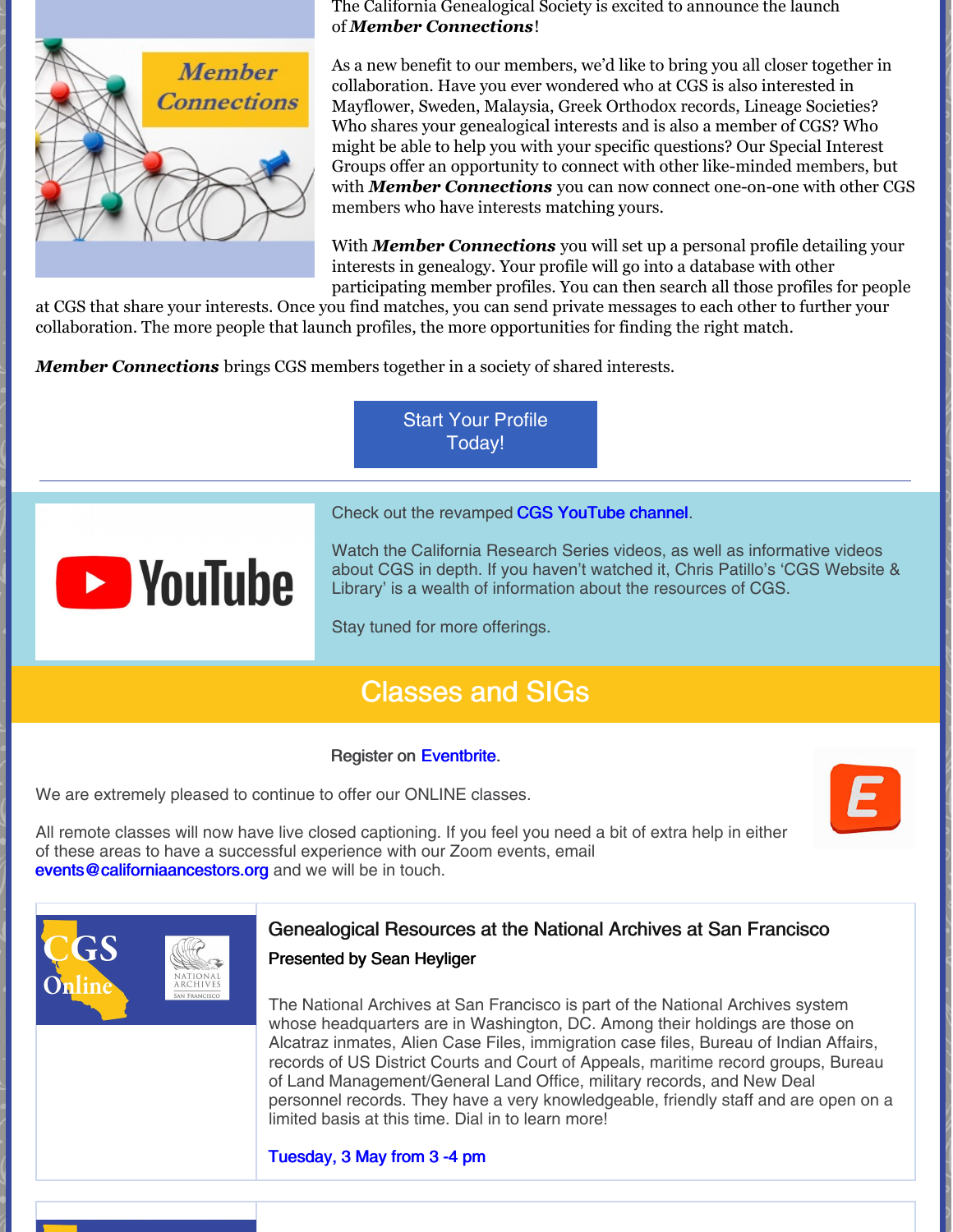The California Genealogical Society is excited to announce the launch of ***Member Connections***!

As a new benefit to our members, we'd like to bring you all closer together in collaboration. Have you ever wondered who at CGS is also interested in Mayflower, Sweden, Malaysia, Greek Orthodox records, Lineage Societies? Who shares your genealogical interests and is also a member of CGS? Who might be able to help you with your specific questions? Our Special Interest Groups offer an opportunity to connect with other like-minded members, but with ***Member Connections*** you can now connect one-on-one with other CGS members who have interests matching yours.

With ***Member Connections*** you will set up a personal profile detailing your interests in genealogy. Your profile will go into a database with other participating member profiles. You can then search all those profiles for people at CGS that share your interests. Once you find matches, you can send private messages to each other to further your collaboration. The more people that launch profiles, the more opportunities for finding the right match.

***Member Connections*** brings CGS members together in a society of shared interests.

Start Your Profile Today!

---

Check out the revamped CGS YouTube channel.

Watch the California Research Series videos, as well as informative videos about CGS in depth. If you haven't watched it, Chris Patillo's 'CGS Website & Library' is a wealth of information about the resources of CGS.

Stay tuned for more offerings.

## Classes and SIGs

Register on Eventbrite.

We are extremely pleased to continue to offer our ONLINE classes.

All remote classes will now have live closed captioning. If you feel you need a bit of extra help in either of these areas to have a successful experience with our Zoom events, email events@californiaancestors.org and we will be in touch.

### Genealogical Resources at the National Archives at San Francisco

**Presented by Sean Heyliger**

The National Archives at San Francisco is part of the National Archives system whose headquarters are in Washington, DC. Among their holdings are those on Alcatraz inmates, Alien Case Files, immigration case files, Bureau of Indian Affairs, records of US District Courts and Court of Appeals, maritime record groups, Bureau of Land Management/General Land Office, military records, and New Deal personnel records. They have a very knowledgeable, friendly staff and are open on a limited basis at this time. Dial in to learn more!

Tuesday, 3 May from 3 -4 pm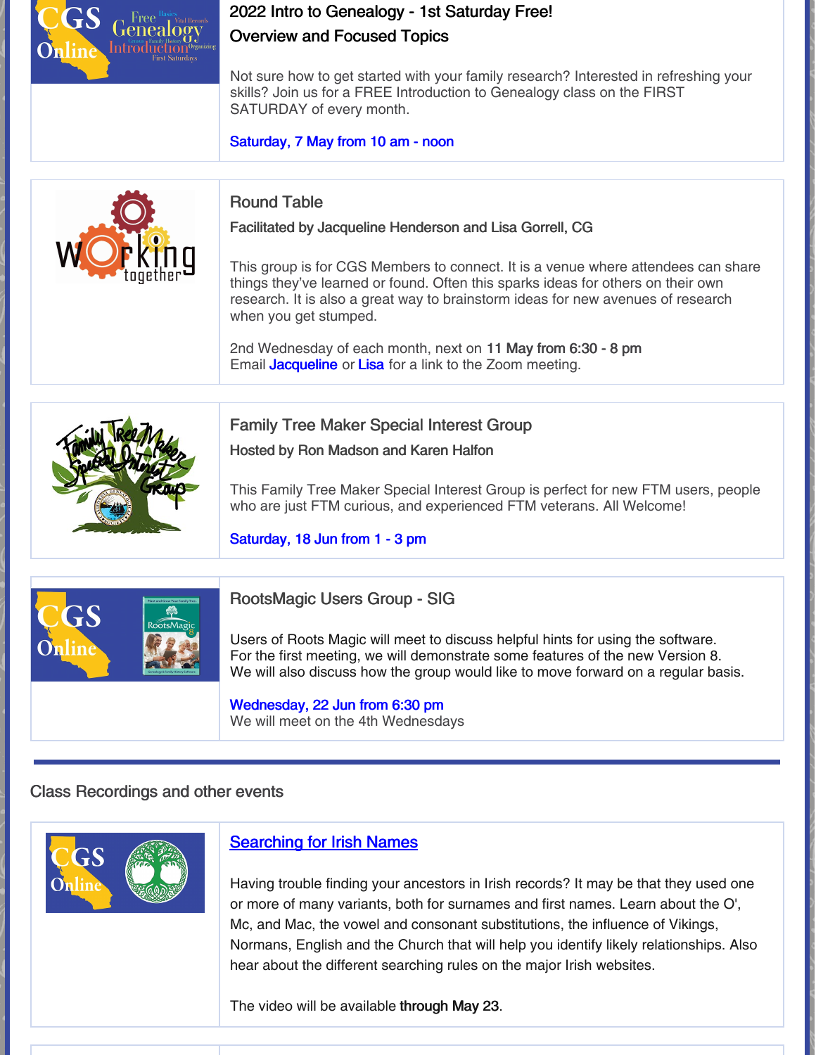### 2022 Intro to Genealogy - 1st Saturday Free!

### Overview and Focused Topics

Not sure how to get started with your family research? Interested in refreshing your skills? Join us for a FREE Introduction to Genealogy class on the FIRST SATURDAY of every month.

Saturday, 7 May from 10 am - noon

---

### Round Table

**Facilitated by Jacqueline Henderson and Lisa Gorrell, CG**

This group is for CGS Members to connect. It is a venue where attendees can share things they've learned or found. Often this sparks ideas for others on their own research. It is also a great way to brainstorm ideas for new avenues of research when you get stumped.

2nd Wednesday of each month, next on **11 May from 6:30 - 8 pm**
Email **Jacqueline** or **Lisa** for a link to the Zoom meeting.

---

### Family Tree Maker Special Interest Group

**Hosted by Ron Madson and Karen Halfon**

This Family Tree Maker Special Interest Group is perfect for new FTM users, people who are just FTM curious, and experienced FTM veterans. All Welcome!

Saturday, 18 Jun from 1 - 3 pm

---

### RootsMagic Users Group - SIG

Users of Roots Magic will meet to discuss helpful hints for using the software.
For the first meeting, we will demonstrate some features of the new Version 8.
We will also discuss how the group would like to move forward on a regular basis.

Wednesday, 22 Jun from 6:30 pm
We will meet on the 4th Wednesdays

---

## Class Recordings and other events

### Searching for Irish Names

Having trouble finding your ancestors in Irish records? It may be that they used one or more of many variants, both for surnames and first names. Learn about the O', Mc, and Mac, the vowel and consonant substitutions, the influence of Vikings, Normans, English and the Church that will help you identify likely relationships. Also hear about the different searching rules on the major Irish websites.

The video will be available **through May 23**.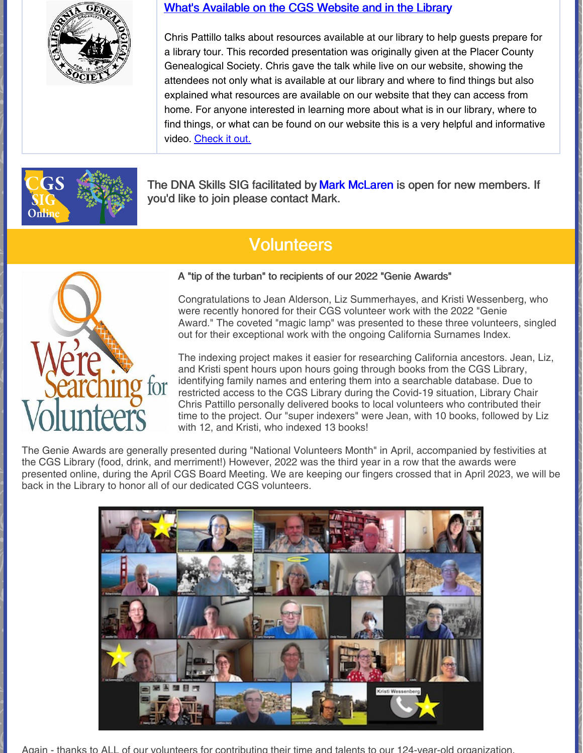### What's Available on the CGS Website and in the Library

Chris Pattillo talks about resources available at our library to help guests prepare for a library tour. This recorded presentation was originally given at the Placer County Genealogical Society. Chris gave the talk while live on our website, showing the attendees not only what is available at our library and where to find things but also explained what resources are available on our website that they can access from home. For anyone interested in learning more about what is in our library, where to find things, or what can be found on our website this is a very helpful and informative video. Check it out.

The DNA Skills SIG facilitated by Mark McLaren is open for new members. If you'd like to join please contact Mark.

## Volunteers

**A "tip of the turban" to recipients of our 2022 "Genie Awards"**

Congratulations to Jean Alderson, Liz Summerhayes, and Kristi Wessenberg, who were recently honored for their CGS volunteer work with the 2022 "Genie Award." The coveted "magic lamp" was presented to these three volunteers, singled out for their exceptional work with the ongoing California Surnames Index.

The indexing project makes it easier for researching California ancestors. Jean, Liz, and Kristi spent hours upon hours going through books from the CGS Library, identifying family names and entering them into a searchable database. Due to restricted access to the CGS Library during the Covid-19 situation, Library Chair Chris Pattillo personally delivered books to local volunteers who contributed their time to the project. Our "super indexers" were Jean, with 10 books, followed by Liz with 12, and Kristi, who indexed 13 books!

The Genie Awards are generally presented during "National Volunteers Month" in April, accompanied by festivities at the CGS Library (food, drink, and merriment!) However, 2022 was the third year in a row that the awards were presented online, during the April CGS Board Meeting. We are keeping our fingers crossed that in April 2023, we will be back in the Library to honor all of our dedicated CGS volunteers.

Again - thanks to ALL of our volunteers for contributing their time and talents to our 124-year-old organization.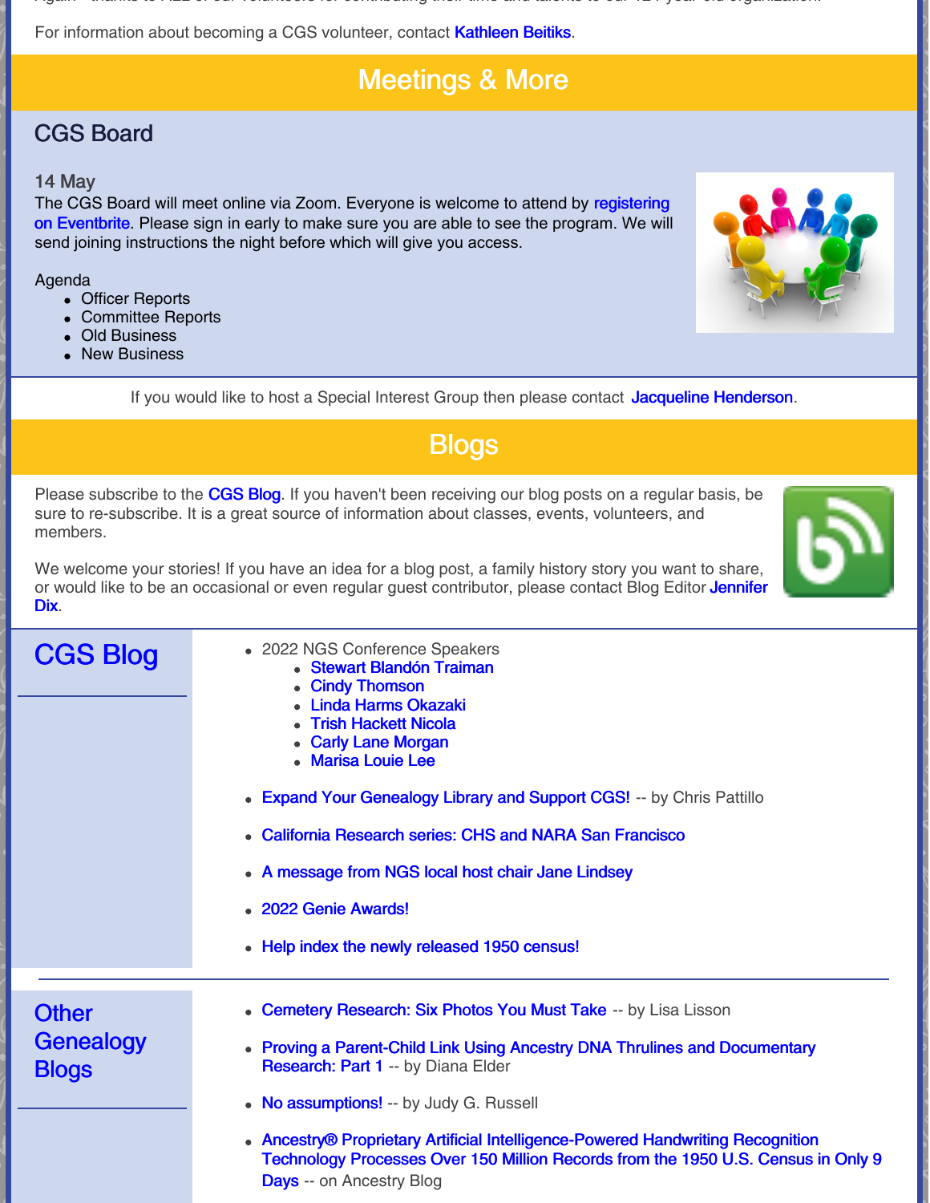For information about becoming a CGS volunteer, contact Kathleen Beitiks.

# Meetings & More

## CGS Board

### 14 May

The CGS Board will meet online via Zoom. Everyone is welcome to attend by registering on Eventbrite. Please sign in early to make sure you are able to see the program. We will send joining instructions the night before which will give you access.

Agenda

- Officer Reports
- Committee Reports
- Old Business
- New Business

If you would like to host a Special Interest Group then please contact Jacqueline Henderson.

# Blogs

Please subscribe to the CGS Blog. If you haven't been receiving our blog posts on a regular basis, be sure to re-subscribe. It is a great source of information about classes, events, volunteers, and members.

We welcome your stories! If you have an idea for a blog post, a family history story you want to share, or would like to be an occasional or even regular guest contributor, please contact Blog Editor Jennifer Dix.

## CGS Blog

- 2022 NGS Conference Speakers
  - Stewart Blandón Traiman
  - Cindy Thomson
  - Linda Harms Okazaki
  - Trish Hackett Nicola
  - Carly Lane Morgan
  - Marisa Louie Lee
- Expand Your Genealogy Library and Support CGS! -- by Chris Pattillo
- California Research series: CHS and NARA San Francisco
- A message from NGS local host chair Jane Lindsey
- 2022 Genie Awards!
- Help index the newly released 1950 census!

## Other Genealogy Blogs

- Cemetery Research: Six Photos You Must Take -- by Lisa Lisson
- Proving a Parent-Child Link Using Ancestry DNA Thrulines and Documentary Research: Part 1 -- by Diana Elder
- No assumptions! -- by Judy G. Russell
- Ancestry® Proprietary Artificial Intelligence-Powered Handwriting Recognition Technology Processes Over 150 Million Records from the 1950 U.S. Census in Only 9 Days -- on Ancestry Blog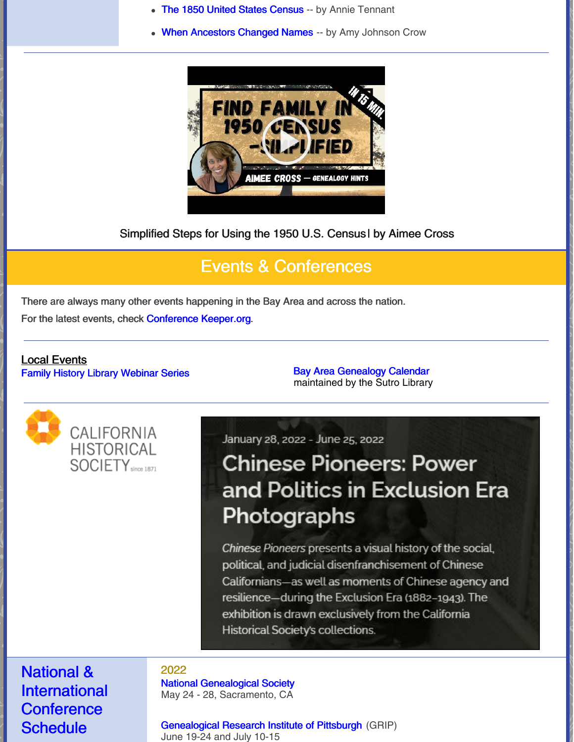- The 1850 United States Census -- by Annie Tennant
- When Ancestors Changed Names -- by Amy Johnson Crow

Simplified Steps for Using the 1950 U.S. Census| by Aimee Cross

## Events & Conferences

There are always many other events happening in the Bay Area and across the nation.

For the latest events, check Conference Keeper.org.

### Local Events

Family History Library Webinar Series

Bay Area Genealogy Calendar
maintained by the Sutro Library

CALIFORNIA HISTORICAL SOCIETY since 1871

January 28, 2022 - June 25, 2022

**Chinese Pioneers: Power and Politics in Exclusion Era Photographs**

*Chinese Pioneers* presents a visual history of the social, political, and judicial disenfranchisement of Chinese Californians—as well as moments of Chinese agency and resilience—during the Exclusion Era (1882–1943). The exhibition is drawn exclusively from the California Historical Society's collections.

## National & International Conference Schedule

2022

National Genealogical Society
May 24 - 28, Sacramento, CA

Genealogical Research Institute of Pittsburgh (GRIP)
June 19-24 and July 10-15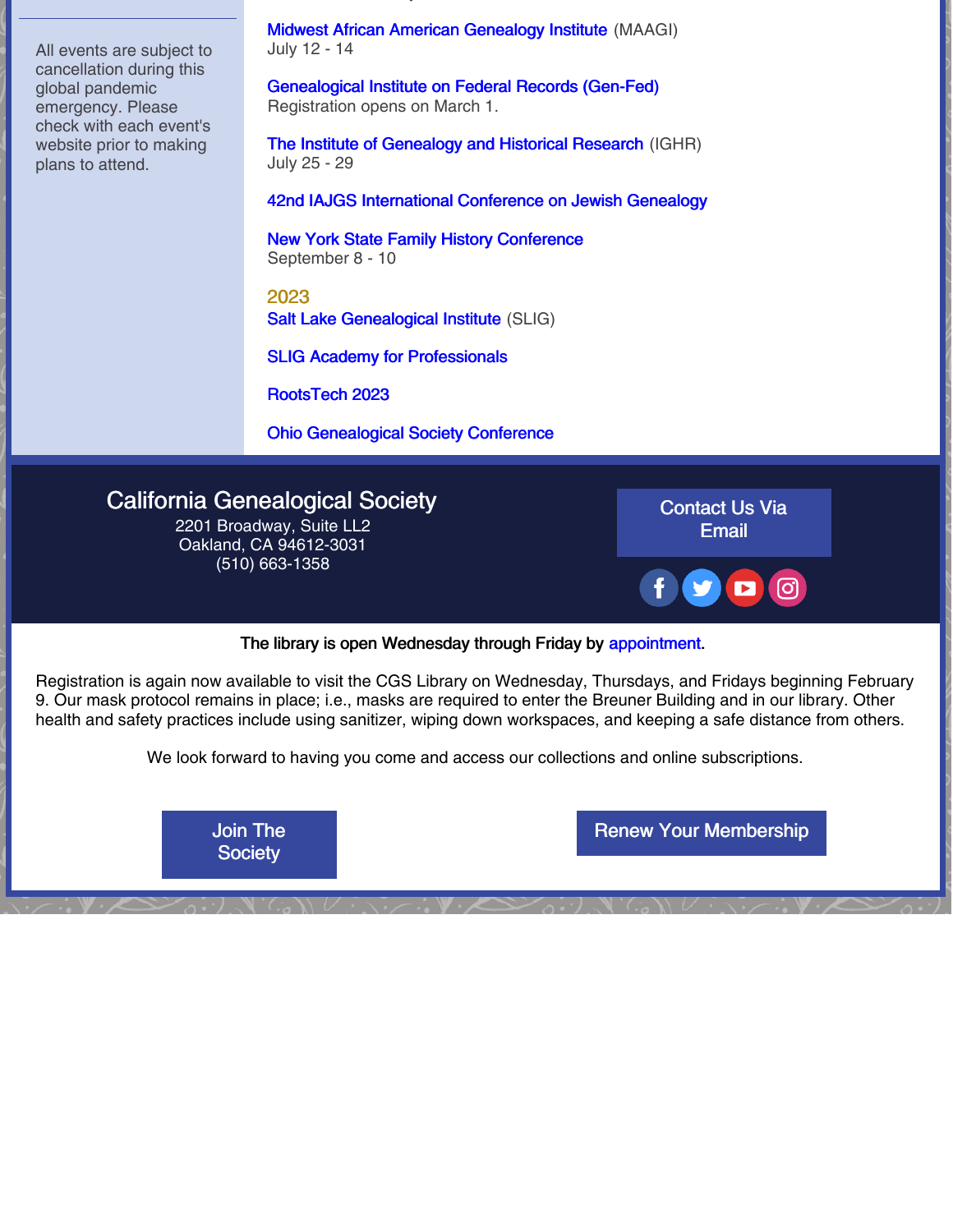All events are subject to cancellation during this global pandemic emergency. Please check with each event's website prior to making plans to attend.

Midwest African American Genealogy Institute (MAAGI)
July 12 - 14

Genealogical Institute on Federal Records (Gen-Fed)
Registration opens on March 1.

The Institute of Genealogy and Historical Research (IGHR)
July 25 - 29

42nd IAJGS International Conference on Jewish Genealogy

New York State Family History Conference
September 8 - 10

### 2023

Salt Lake Genealogical Institute (SLIG)

SLIG Academy for Professionals

RootsTech 2023

Ohio Genealogical Society Conference

## California Genealogical Society

2201 Broadway, Suite LL2
Oakland, CA 94612-3031
(510) 663-1358

Contact Us Via Email

**The library is open Wednesday through Friday by appointment.**

Registration is again now available to visit the CGS Library on Wednesday, Thursdays, and Fridays beginning February 9. Our mask protocol remains in place; i.e., masks are required to enter the Breuner Building and in our library. Other health and safety practices include using sanitizer, wiping down workspaces, and keeping a safe distance from others.

We look forward to having you come and access our collections and online subscriptions.

Join The Society

Renew Your Membership